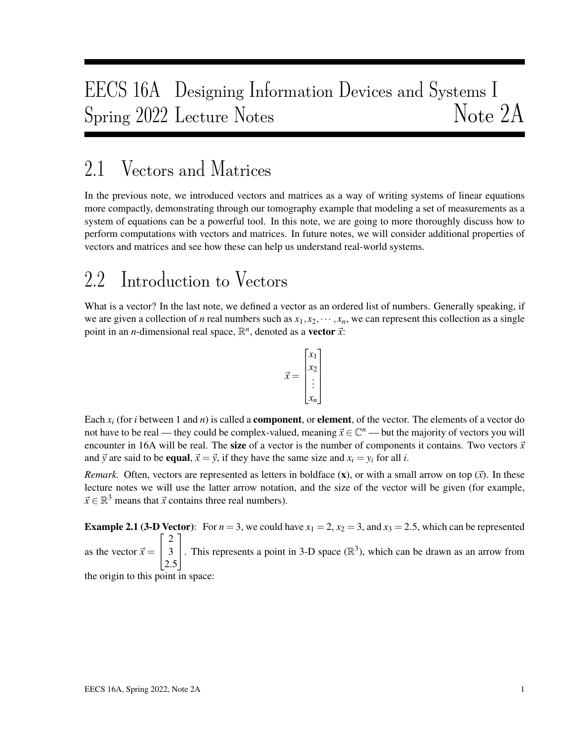# EECS 16A Designing Information Devices and Systems I
# Spring 2022 Lecture Notes — Note 2A

## 2.1 Vectors and Matrices

In the previous note, we introduced vectors and matrices as a way of writing systems of linear equations more compactly, demonstrating through our tomography example that modeling a set of measurements as a system of equations can be a powerful tool. In this note, we are going to more thoroughly discuss how to perform computations with vectors and matrices. In future notes, we will consider additional properties of vectors and matrices and see how these can help us understand real-world systems.

## 2.2 Introduction to Vectors

What is a vector? In the last note, we defined a vector as an ordered list of numbers. Generally speaking, if we are given a collection of $n$ real numbers such as $x_1, x_2, \cdots, x_n$, we can represent this collection as a single point in an $n$-dimensional real space, $\mathbb{R}^n$, denoted as a **vector** $\vec{x}$:

$$\vec{x} = \begin{bmatrix} x_1 \\ x_2 \\ \vdots \\ x_n \end{bmatrix}$$

Each $x_i$ (for $i$ between 1 and $n$) is called a **component**, or **element**, of the vector. The elements of a vector do not have to be real — they could be complex-valued, meaning $\vec{x} \in \mathbb{C}^n$ — but the majority of vectors you will encounter in 16A will be real. The **size** of a vector is the number of components it contains. Two vectors $\vec{x}$ and $\vec{y}$ are said to be **equal**, $\vec{x} = \vec{y}$, if they have the same size and $x_i = y_i$ for all $i$.

*Remark.* Often, vectors are represented as letters in boldface ($\mathbf{x}$), or with a small arrow on top ($\vec{x}$). In these lecture notes we will use the latter arrow notation, and the size of the vector will be given (for example, $\vec{x} \in \mathbb{R}^3$ means that $\vec{x}$ contains three real numbers).

**Example 2.1 (3-D Vector)**: For $n = 3$, we could have $x_1 = 2$, $x_2 = 3$, and $x_3 = 2.5$, which can be represented as the vector $\vec{x} = \begin{bmatrix} 2 \\ 3 \\ 2.5 \end{bmatrix}$. This represents a point in 3-D space ($\mathbb{R}^3$), which can be drawn as an arrow from the origin to this point in space: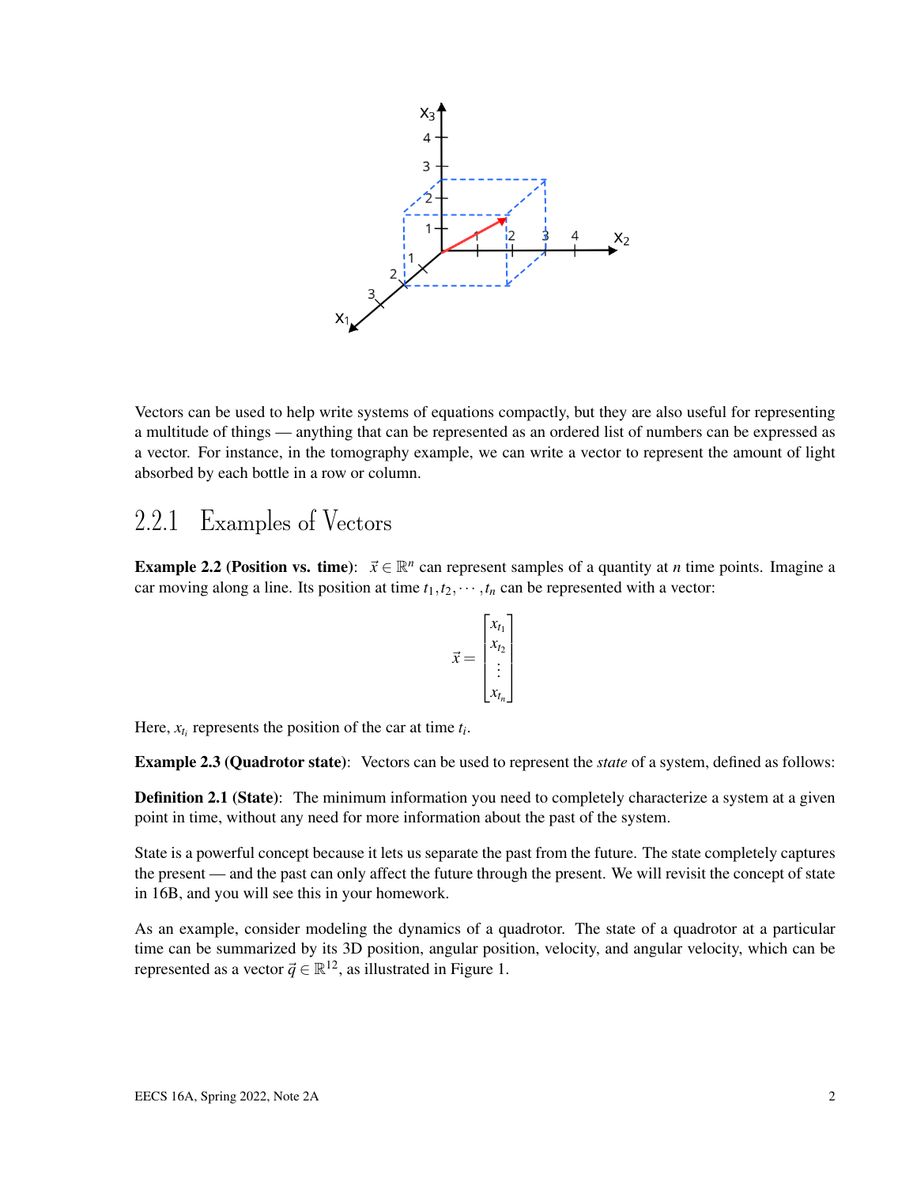Vectors can be used to help write systems of equations compactly, but they are also useful for representing a multitude of things — anything that can be represented as an ordered list of numbers can be expressed as a vector. For instance, in the tomography example, we can write a vector to represent the amount of light absorbed by each bottle in a row or column.

### 2.2.1 Examples of Vectors

**Example 2.2 (Position vs. time)**: $\vec{x} \in \mathbb{R}^n$ can represent samples of a quantity at $n$ time points. Imagine a car moving along a line. Its position at time $t_1, t_2, \cdots, t_n$ can be represented with a vector:

$$\vec{x} = \begin{bmatrix} x_{t_1} \\ x_{t_2} \\ \vdots \\ x_{t_n} \end{bmatrix}$$

Here, $x_{t_i}$ represents the position of the car at time $t_i$.

**Example 2.3 (Quadrotor state)**: Vectors can be used to represent the *state* of a system, defined as follows:

**Definition 2.1 (State)**: The minimum information you need to completely characterize a system at a given point in time, without any need for more information about the past of the system.

State is a powerful concept because it lets us separate the past from the future. The state completely captures the present — and the past can only affect the future through the present. We will revisit the concept of state in 16B, and you will see this in your homework.

As an example, consider modeling the dynamics of a quadrotor. The state of a quadrotor at a particular time can be summarized by its 3D position, angular position, velocity, and angular velocity, which can be represented as a vector $\vec{q} \in \mathbb{R}^{12}$, as illustrated in Figure 1.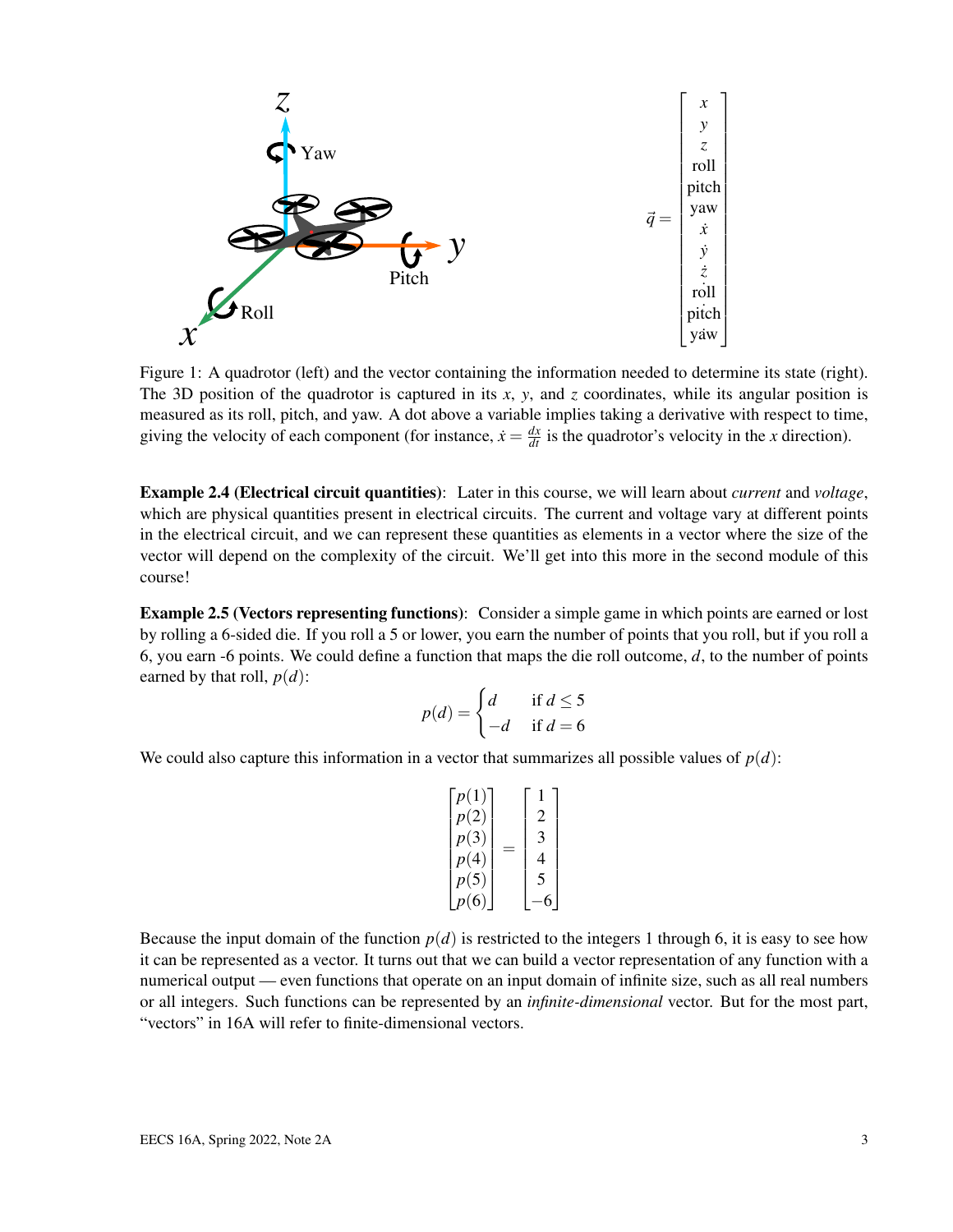$$\vec{q} = \begin{bmatrix} x \\ y \\ z \\ \text{roll} \\ \text{pitch} \\ \text{yaw} \\ \dot{x} \\ \dot{y} \\ \dot{z} \\ \dot{\text{roll}} \\ \dot{\text{pitch}} \\ \dot{\text{yaw}} \end{bmatrix}$$

Figure 1: A quadrotor (left) and the vector containing the information needed to determine its state (right). The 3D position of the quadrotor is captured in its $x$, $y$, and $z$ coordinates, while its angular position is measured as its roll, pitch, and yaw. A dot above a variable implies taking a derivative with respect to time, giving the velocity of each component (for instance, $\dot{x} = \frac{dx}{dt}$ is the quadrotor's velocity in the $x$ direction).

**Example 2.4 (Electrical circuit quantities)**: Later in this course, we will learn about *current* and *voltage*, which are physical quantities present in electrical circuits. The current and voltage vary at different points in the electrical circuit, and we can represent these quantities as elements in a vector where the size of the vector will depend on the complexity of the circuit. We'll get into this more in the second module of this course!

**Example 2.5 (Vectors representing functions)**: Consider a simple game in which points are earned or lost by rolling a 6-sided die. If you roll a 5 or lower, you earn the number of points that you roll, but if you roll a 6, you earn -6 points. We could define a function that maps the die roll outcome, $d$, to the number of points earned by that roll, $p(d)$:

$$p(d) = \begin{cases} d & \text{if } d \leq 5 \\ -d & \text{if } d = 6 \end{cases}$$

We could also capture this information in a vector that summarizes all possible values of $p(d)$:

$$\begin{bmatrix} p(1) \\ p(2) \\ p(3) \\ p(4) \\ p(5) \\ p(6) \end{bmatrix} = \begin{bmatrix} 1 \\ 2 \\ 3 \\ 4 \\ 5 \\ -6 \end{bmatrix}$$

Because the input domain of the function $p(d)$ is restricted to the integers 1 through 6, it is easy to see how it can be represented as a vector. It turns out that we can build a vector representation of any function with a numerical output — even functions that operate on an input domain of infinite size, such as all real numbers or all integers. Such functions can be represented by an *infinite-dimensional* vector. But for the most part, "vectors" in 16A will refer to finite-dimensional vectors.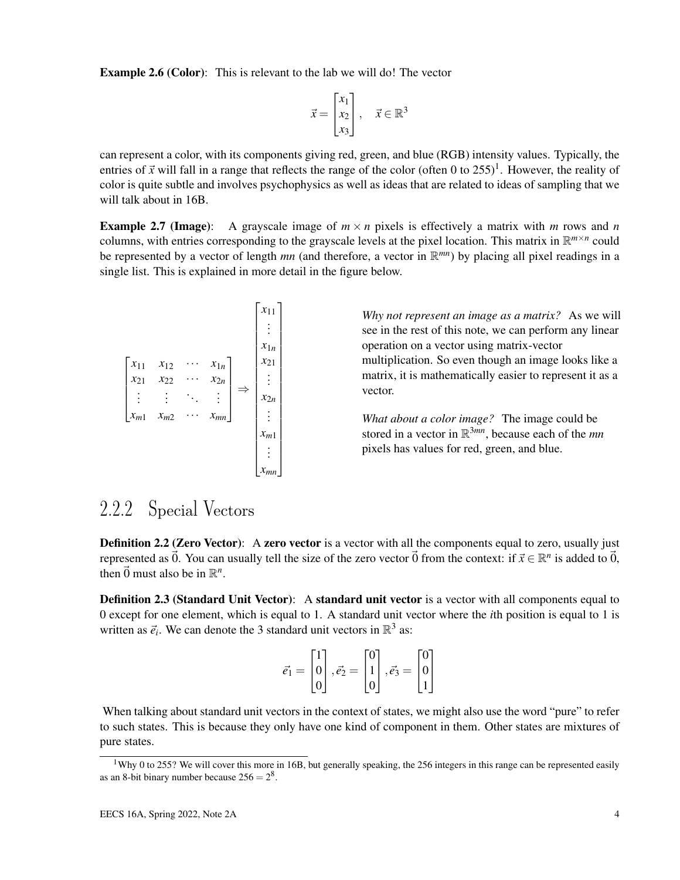**Example 2.6 (Color)**: This is relevant to the lab we will do! The vector

$$\vec{x} = \begin{bmatrix} x_1 \\ x_2 \\ x_3 \end{bmatrix}, \quad \vec{x} \in \mathbb{R}^3$$

can represent a color, with its components giving red, green, and blue (RGB) intensity values. Typically, the entries of $\vec{x}$ will fall in a range that reflects the range of the color (often 0 to 255)[1]. However, the reality of color is quite subtle and involves psychophysics as well as ideas that are related to ideas of sampling that we will talk about in 16B.

**Example 2.7 (Image)**: A grayscale image of $m \times n$ pixels is effectively a matrix with $m$ rows and $n$ columns, with entries corresponding to the grayscale levels at the pixel location. This matrix in $\mathbb{R}^{m \times n}$ could be represented by a vector of length $mn$ (and therefore, a vector in $\mathbb{R}^{mn}$) by placing all pixel readings in a single list. This is explained in more detail in the figure below.

$$\begin{bmatrix} x_{11} & x_{12} & \cdots & x_{1n} \\ x_{21} & x_{22} & \cdots & x_{2n} \\ \vdots & \vdots & \ddots & \vdots \\ x_{m1} & x_{m2} & \cdots & x_{mn} \end{bmatrix} \Rightarrow \begin{bmatrix} x_{11} \\ \vdots \\ x_{1n} \\ x_{21} \\ \vdots \\ x_{2n} \\ \vdots \\ x_{m1} \\ \vdots \\ x_{mn} \end{bmatrix}$$

*Why not represent an image as a matrix?* As we will see in the rest of this note, we can perform any linear operation on a vector using matrix-vector multiplication. So even though an image looks like a matrix, it is mathematically easier to represent it as a vector.

*What about a color image?* The image could be stored in a vector in $\mathbb{R}^{3mn}$, because each of the $mn$ pixels has values for red, green, and blue.

### 2.2.2 Special Vectors

**Definition 2.2 (Zero Vector)**: A **zero vector** is a vector with all the components equal to zero, usually just represented as $\vec{0}$. You can usually tell the size of the zero vector $\vec{0}$ from the context: if $\vec{x} \in \mathbb{R}^n$ is added to $\vec{0}$, then $\vec{0}$ must also be in $\mathbb{R}^n$.

**Definition 2.3 (Standard Unit Vector)**: A **standard unit vector** is a vector with all components equal to 0 except for one element, which is equal to 1. A standard unit vector where the $i$th position is equal to 1 is written as $\vec{e}_i$. We can denote the 3 standard unit vectors in $\mathbb{R}^3$ as:

$$\vec{e}_1 = \begin{bmatrix} 1 \\ 0 \\ 0 \end{bmatrix}, \vec{e}_2 = \begin{bmatrix} 0 \\ 1 \\ 0 \end{bmatrix}, \vec{e}_3 = \begin{bmatrix} 0 \\ 0 \\ 1 \end{bmatrix}$$

When talking about standard unit vectors in the context of states, we might also use the word "pure" to refer to such states. This is because they only have one kind of component in them. Other states are mixtures of pure states.

---

[1] Why 0 to 255? We will cover this more in 16B, but generally speaking, the 256 integers in this range can be represented easily as an 8-bit binary number because $256 = 2^8$.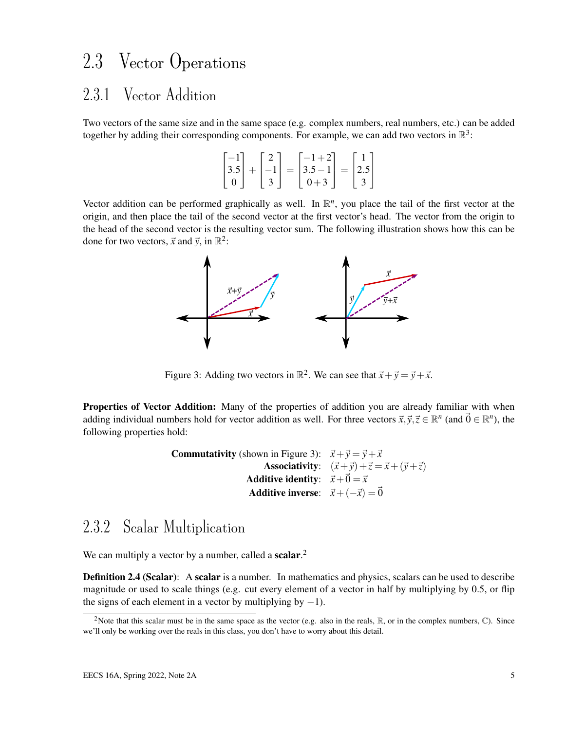## 2.3 Vector Operations

### 2.3.1 Vector Addition

Two vectors of the same size and in the same space (e.g. complex numbers, real numbers, etc.) can be added together by adding their corresponding components. For example, we can add two vectors in $\mathbb{R}^3$:

$$\begin{bmatrix} -1 \\ 3.5 \\ 0 \end{bmatrix} + \begin{bmatrix} 2 \\ -1 \\ 3 \end{bmatrix} = \begin{bmatrix} -1+2 \\ 3.5-1 \\ 0+3 \end{bmatrix} = \begin{bmatrix} 1 \\ 2.5 \\ 3 \end{bmatrix}$$

Vector addition can be performed graphically as well. In $\mathbb{R}^n$, you place the tail of the first vector at the origin, and then place the tail of the second vector at the first vector's head. The vector from the origin to the head of the second vector is the resulting vector sum. The following illustration shows how this can be done for two vectors, $\vec{x}$ and $\vec{y}$, in $\mathbb{R}^2$:

Figure 3: Adding two vectors in $\mathbb{R}^2$. We can see that $\vec{x}+\vec{y} = \vec{y}+\vec{x}$.

**Properties of Vector Addition:** Many of the properties of addition you are already familiar with when adding individual numbers hold for vector addition as well. For three vectors $\vec{x}, \vec{y}, \vec{z} \in \mathbb{R}^n$ (and $\vec{0} \in \mathbb{R}^n$), the following properties hold:

**Commutativity** (shown in Figure 3): $\vec{x}+\vec{y} = \vec{y}+\vec{x}$

**Associativity**: $(\vec{x}+\vec{y})+\vec{z} = \vec{x}+(\vec{y}+\vec{z})$

**Additive identity**: $\vec{x}+\vec{0} = \vec{x}$

**Additive inverse**: $\vec{x}+(-\vec{x}) = \vec{0}$

### 2.3.2 Scalar Multiplication

We can multiply a vector by a number, called a **scalar**.[2]

**Definition 2.4 (Scalar)**: A **scalar** is a number. In mathematics and physics, scalars can be used to describe magnitude or used to scale things (e.g. cut every element of a vector in half by multiplying by 0.5, or flip the signs of each element in a vector by multiplying by $-1$).

[2] Note that this scalar must be in the same space as the vector (e.g. also in the reals, $\mathbb{R}$, or in the complex numbers, $\mathbb{C}$). Since we'll only be working over the reals in this class, you don't have to worry about this detail.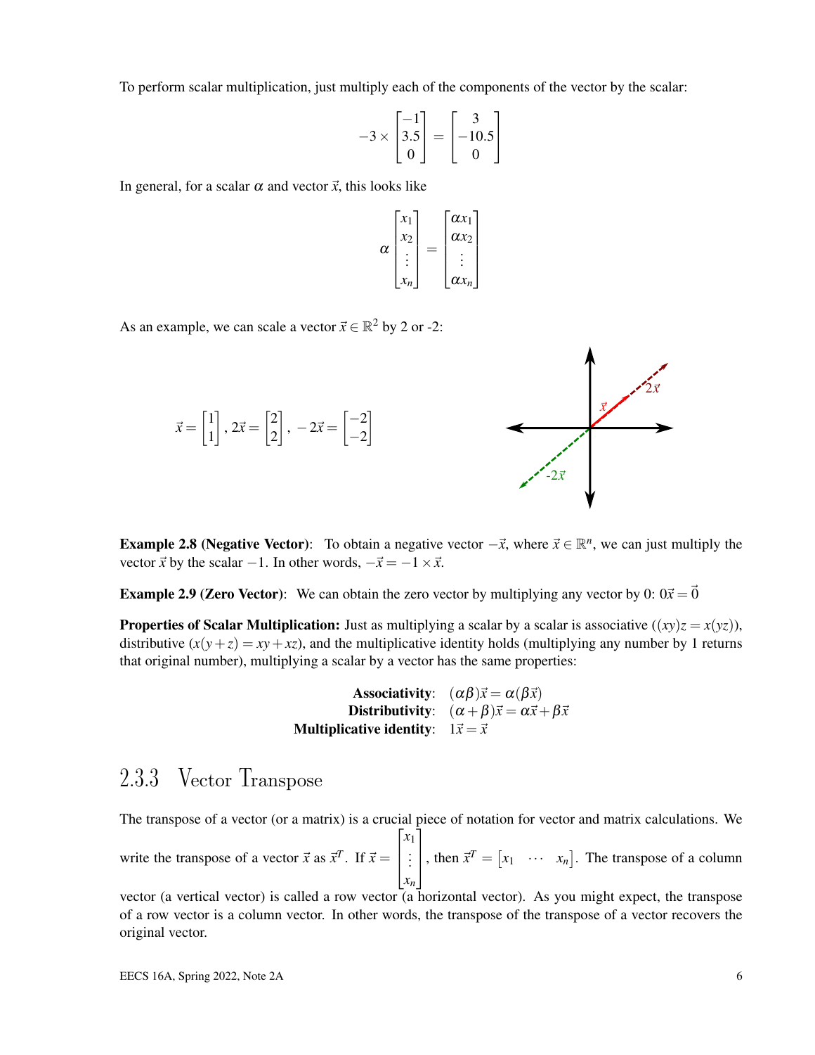To perform scalar multiplication, just multiply each of the components of the vector by the scalar:

$$-3 \times \begin{bmatrix} -1 \\ 3.5 \\ 0 \end{bmatrix} = \begin{bmatrix} 3 \\ -10.5 \\ 0 \end{bmatrix}$$

In general, for a scalar $\alpha$ and vector $\vec{x}$, this looks like

$$\alpha \begin{bmatrix} x_1 \\ x_2 \\ \vdots \\ x_n \end{bmatrix} = \begin{bmatrix} \alpha x_1 \\ \alpha x_2 \\ \vdots \\ \alpha x_n \end{bmatrix}$$

As an example, we can scale a vector $\vec{x} \in \mathbb{R}^2$ by 2 or -2:

$$\vec{x} = \begin{bmatrix} 1 \\ 1 \end{bmatrix}, 2\vec{x} = \begin{bmatrix} 2 \\ 2 \end{bmatrix}, -2\vec{x} = \begin{bmatrix} -2 \\ -2 \end{bmatrix}$$

**Example 2.8 (Negative Vector)**: To obtain a negative vector $-\vec{x}$, where $\vec{x} \in \mathbb{R}^n$, we can just multiply the vector $\vec{x}$ by the scalar $-1$. In other words, $-\vec{x} = -1 \times \vec{x}$.

**Example 2.9 (Zero Vector)**: We can obtain the zero vector by multiplying any vector by 0: $0\vec{x} = \vec{0}$

**Properties of Scalar Multiplication:** Just as multiplying a scalar by a scalar is associative ($(xy)z = x(yz)$), distributive ($x(y+z) = xy + xz$), and the multiplicative identity holds (multiplying any number by 1 returns that original number), multiplying a scalar by a vector has the same properties:

$$\begin{aligned} \textbf{Associativity}: &\quad (\alpha\beta)\vec{x} = \alpha(\beta\vec{x}) \\ \textbf{Distributivity}: &\quad (\alpha+\beta)\vec{x} = \alpha\vec{x} + \beta\vec{x} \\ \textbf{Multiplicative identity}: &\quad 1\vec{x} = \vec{x} \end{aligned}$$

### 2.3.3 Vector Transpose

The transpose of a vector (or a matrix) is a crucial piece of notation for vector and matrix calculations. We write the transpose of a vector $\vec{x}$ as $\vec{x}^T$. If $\vec{x} = \begin{bmatrix} x_1 \\ \vdots \\ x_n \end{bmatrix}$, then $\vec{x}^T = \begin{bmatrix} x_1 & \cdots & x_n \end{bmatrix}$. The transpose of a column vector (a vertical vector) is called a row vector (a horizontal vector). As you might expect, the transpose of a row vector is a column vector. In other words, the transpose of the transpose of a vector recovers the original vector.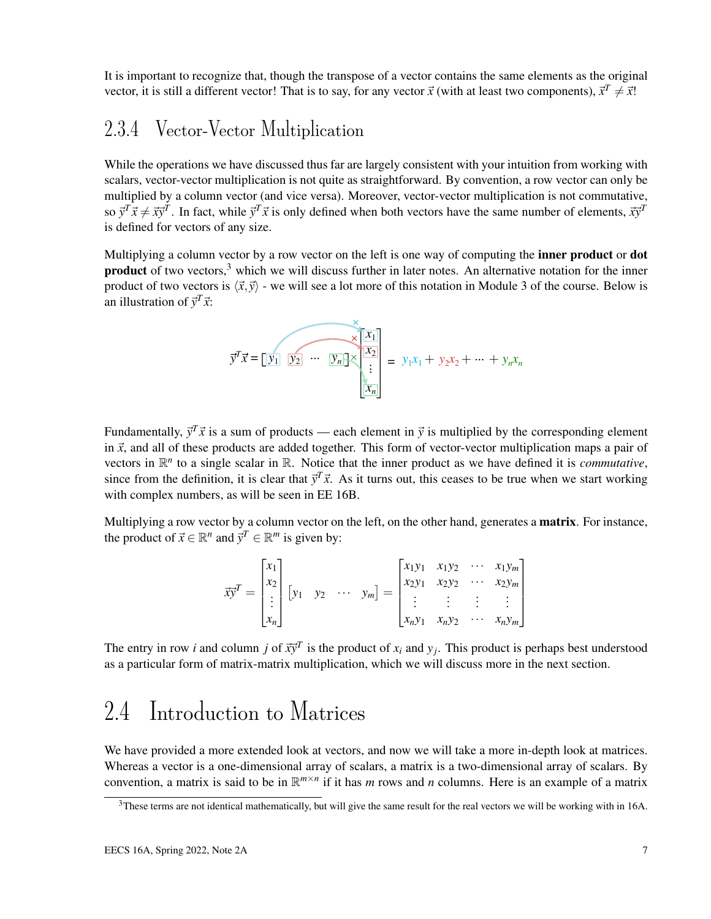It is important to recognize that, though the transpose of a vector contains the same elements as the original vector, it is still a different vector! That is to say, for any vector $\vec{x}$ (with at least two components), $\vec{x}^T \neq \vec{x}$!

### 2.3.4 Vector-Vector Multiplication

While the operations we have discussed thus far are largely consistent with your intuition from working with scalars, vector-vector multiplication is not quite as straightforward. By convention, a row vector can only be multiplied by a column vector (and vice versa). Moreover, vector-vector multiplication is not commutative, so $\vec{y}^T\vec{x} \neq \vec{x}\vec{y}^T$. In fact, while $\vec{y}^T\vec{x}$ is only defined when both vectors have the same number of elements, $\vec{x}\vec{y}^T$ is defined for vectors of any size.

Multiplying a column vector by a row vector on the left is one way of computing the **inner product** or **dot product** of two vectors,[3] which we will discuss further in later notes. An alternative notation for the inner product of two vectors is $\langle \vec{x}, \vec{y} \rangle$ - we will see a lot more of this notation in Module 3 of the course. Below is an illustration of $\vec{y}^T\vec{x}$:

$$\vec{y}^T\vec{x} = \begin{bmatrix} y_1 & y_2 & \cdots & y_n \end{bmatrix} \begin{bmatrix} x_1 \\ x_2 \\ \vdots \\ x_n \end{bmatrix} = y_1x_1 + y_2x_2 + \cdots + y_nx_n$$

Fundamentally, $\vec{y}^T\vec{x}$ is a sum of products — each element in $\vec{y}$ is multiplied by the corresponding element in $\vec{x}$, and all of these products are added together. This form of vector-vector multiplication maps a pair of vectors in $\mathbb{R}^n$ to a single scalar in $\mathbb{R}$. Notice that the inner product as we have defined it is *commutative*, since from the definition, it is clear that $\vec{y}^T\vec{x}$. As it turns out, this ceases to be true when we start working with complex numbers, as will be seen in EE 16B.

Multiplying a row vector by a column vector on the left, on the other hand, generates a **matrix**. For instance, the product of $\vec{x} \in \mathbb{R}^n$ and $\vec{y}^T \in \mathbb{R}^m$ is given by:

$$\vec{x}\vec{y}^T = \begin{bmatrix} x_1 \\ x_2 \\ \vdots \\ x_n \end{bmatrix} \begin{bmatrix} y_1 & y_2 & \cdots & y_m \end{bmatrix} = \begin{bmatrix} x_1y_1 & x_1y_2 & \cdots & x_1y_m \\ x_2y_1 & x_2y_2 & \cdots & x_2y_m \\ \vdots & \vdots & \vdots & \vdots \\ x_ny_1 & x_ny_2 & \cdots & x_ny_m \end{bmatrix}$$

The entry in row $i$ and column $j$ of $\vec{x}\vec{y}^T$ is the product of $x_i$ and $y_j$. This product is perhaps best understood as a particular form of matrix-matrix multiplication, which we will discuss more in the next section.

## 2.4 Introduction to Matrices

We have provided a more extended look at vectors, and now we will take a more in-depth look at matrices. Whereas a vector is a one-dimensional array of scalars, a matrix is a two-dimensional array of scalars. By convention, a matrix is said to be in $\mathbb{R}^{m \times n}$ if it has $m$ rows and $n$ columns. Here is an example of a matrix

[3] These terms are not identical mathematically, but will give the same result for the real vectors we will be working with in 16A.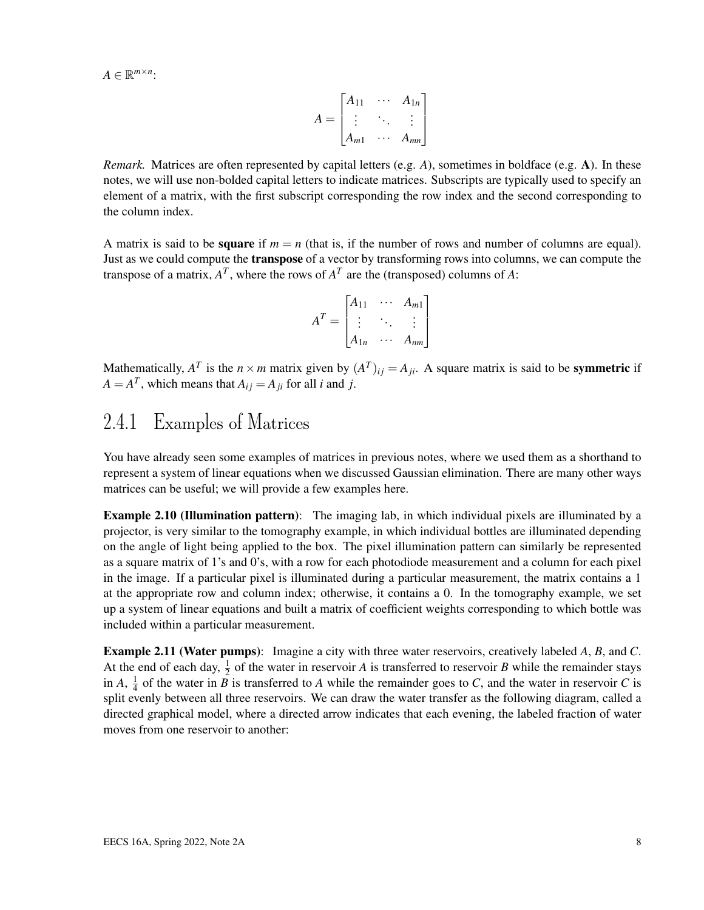$A \in \mathbb{R}^{m \times n}$:

$$A = \begin{bmatrix} A_{11} & \cdots & A_{1n} \\ \vdots & \ddots & \vdots \\ A_{m1} & \cdots & A_{mn} \end{bmatrix}$$

*Remark.* Matrices are often represented by capital letters (e.g. $A$), sometimes in boldface (e.g. $\mathbf{A}$). In these notes, we will use non-bolded capital letters to indicate matrices. Subscripts are typically used to specify an element of a matrix, with the first subscript corresponding the row index and the second corresponding to the column index.

A matrix is said to be **square** if $m = n$ (that is, if the number of rows and number of columns are equal). Just as we could compute the **transpose** of a vector by transforming rows into columns, we can compute the transpose of a matrix, $A^T$, where the rows of $A^T$ are the (transposed) columns of $A$:

$$A^T = \begin{bmatrix} A_{11} & \cdots & A_{m1} \\ \vdots & \ddots & \vdots \\ A_{1n} & \cdots & A_{nm} \end{bmatrix}$$

Mathematically, $A^T$ is the $n \times m$ matrix given by $(A^T)_{ij} = A_{ji}$. A square matrix is said to be **symmetric** if $A = A^T$, which means that $A_{ij} = A_{ji}$ for all $i$ and $j$.

### 2.4.1 Examples of Matrices

You have already seen some examples of matrices in previous notes, where we used them as a shorthand to represent a system of linear equations when we discussed Gaussian elimination. There are many other ways matrices can be useful; we will provide a few examples here.

**Example 2.10 (Illumination pattern)**: The imaging lab, in which individual pixels are illuminated by a projector, is very similar to the tomography example, in which individual bottles are illuminated depending on the angle of light being applied to the box. The pixel illumination pattern can similarly be represented as a square matrix of 1's and 0's, with a row for each photodiode measurement and a column for each pixel in the image. If a particular pixel is illuminated during a particular measurement, the matrix contains a 1 at the appropriate row and column index; otherwise, it contains a 0. In the tomography example, we set up a system of linear equations and built a matrix of coefficient weights corresponding to which bottle was included within a particular measurement.

**Example 2.11 (Water pumps)**: Imagine a city with three water reservoirs, creatively labeled $A$, $B$, and $C$. At the end of each day, $\frac{1}{2}$ of the water in reservoir $A$ is transferred to reservoir $B$ while the remainder stays in $A$, $\frac{1}{4}$ of the water in $B$ is transferred to $A$ while the remainder goes to $C$, and the water in reservoir $C$ is split evenly between all three reservoirs. We can draw the water transfer as the following diagram, called a directed graphical model, where a directed arrow indicates that each evening, the labeled fraction of water moves from one reservoir to another: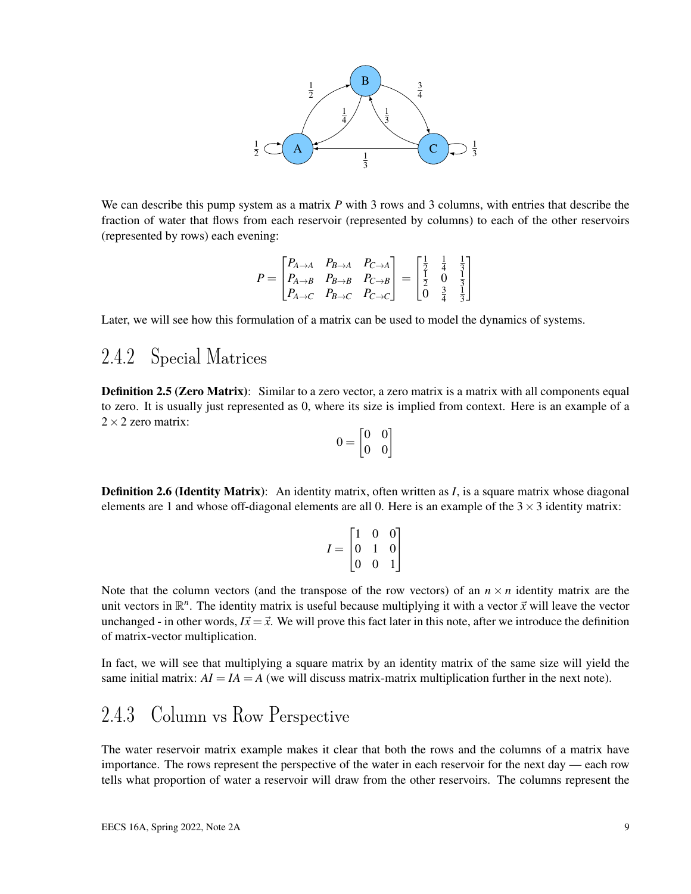We can describe this pump system as a matrix $P$ with 3 rows and 3 columns, with entries that describe the fraction of water that flows from each reservoir (represented by columns) to each of the other reservoirs (represented by rows) each evening:

$$P = \begin{bmatrix} P_{A\to A} & P_{B\to A} & P_{C\to A} \\ P_{A\to B} & P_{B\to B} & P_{C\to B} \\ P_{A\to C} & P_{B\to C} & P_{C\to C} \end{bmatrix} = \begin{bmatrix} \frac{1}{2} & \frac{1}{4} & \frac{1}{3} \\ \frac{1}{2} & 0 & \frac{1}{3} \\ 0 & \frac{3}{4} & \frac{1}{3} \end{bmatrix}$$

Later, we will see how this formulation of a matrix can be used to model the dynamics of systems.

## 2.4.2 Special Matrices

**Definition 2.5 (Zero Matrix)**: Similar to a zero vector, a zero matrix is a matrix with all components equal to zero. It is usually just represented as 0, where its size is implied from context. Here is an example of a $2 \times 2$ zero matrix:

$$0 = \begin{bmatrix} 0 & 0 \\ 0 & 0 \end{bmatrix}$$

**Definition 2.6 (Identity Matrix)**: An identity matrix, often written as $I$, is a square matrix whose diagonal elements are 1 and whose off-diagonal elements are all 0. Here is an example of the $3 \times 3$ identity matrix:

$$I = \begin{bmatrix} 1 & 0 & 0 \\ 0 & 1 & 0 \\ 0 & 0 & 1 \end{bmatrix}$$

Note that the column vectors (and the transpose of the row vectors) of an $n \times n$ identity matrix are the unit vectors in $\mathbb{R}^n$. The identity matrix is useful because multiplying it with a vector $\vec{x}$ will leave the vector unchanged - in other words, $I\vec{x} = \vec{x}$. We will prove this fact later in this note, after we introduce the definition of matrix-vector multiplication.

In fact, we will see that multiplying a square matrix by an identity matrix of the same size will yield the same initial matrix: $AI = IA = A$ (we will discuss matrix-matrix multiplication further in the next note).

## 2.4.3 Column vs Row Perspective

The water reservoir matrix example makes it clear that both the rows and the columns of a matrix have importance. The rows represent the perspective of the water in each reservoir for the next day — each row tells what proportion of water a reservoir will draw from the other reservoirs. The columns represent the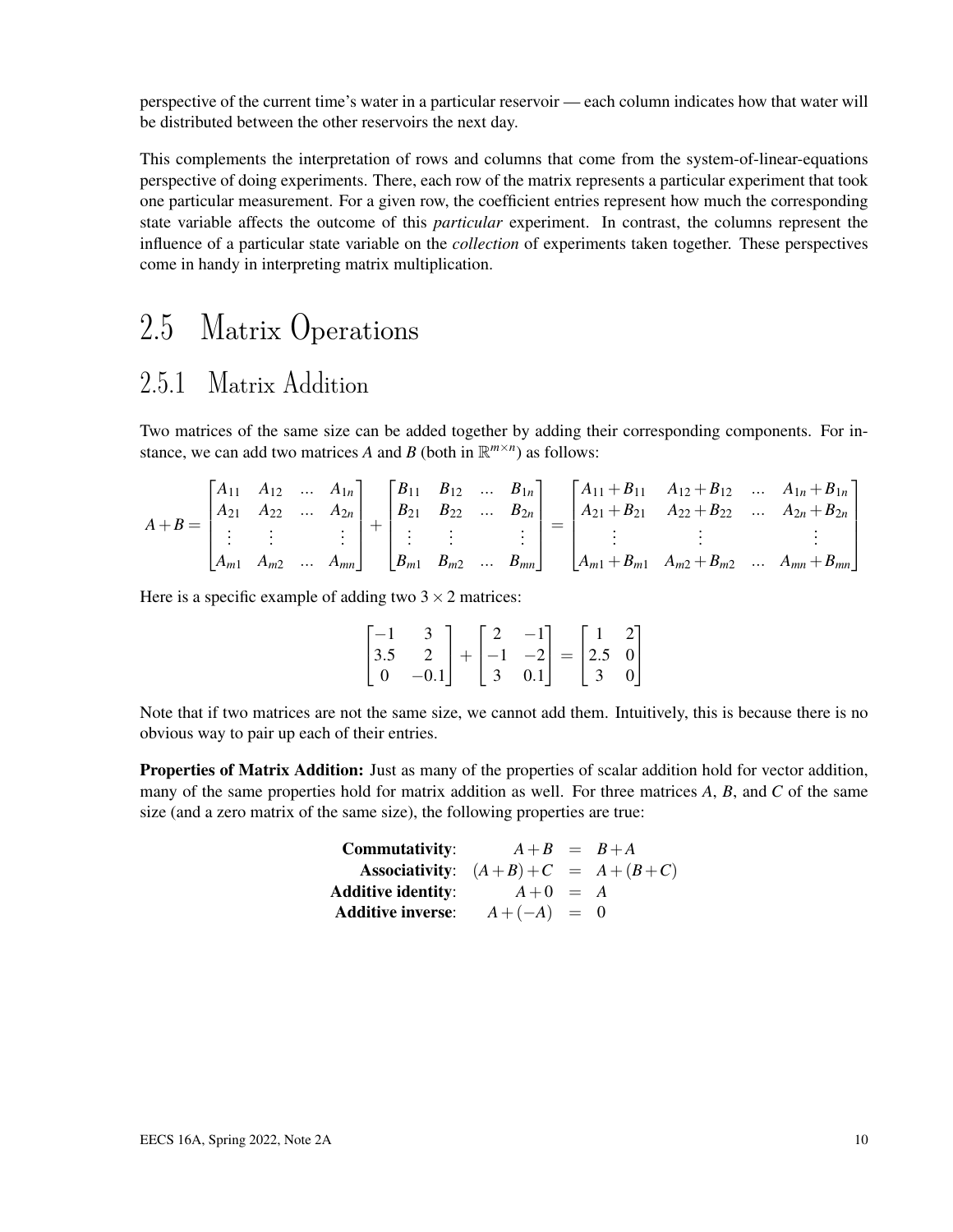perspective of the current time's water in a particular reservoir — each column indicates how that water will be distributed between the other reservoirs the next day.

This complements the interpretation of rows and columns that come from the system-of-linear-equations perspective of doing experiments. There, each row of the matrix represents a particular experiment that took one particular measurement. For a given row, the coefficient entries represent how much the corresponding state variable affects the outcome of this *particular* experiment. In contrast, the columns represent the influence of a particular state variable on the *collection* of experiments taken together. These perspectives come in handy in interpreting matrix multiplication.

# 2.5 Matrix Operations

## 2.5.1 Matrix Addition

Two matrices of the same size can be added together by adding their corresponding components. For instance, we can add two matrices $A$ and $B$ (both in $\mathbb{R}^{m \times n}$) as follows:

$$A + B = \begin{bmatrix} A_{11} & A_{12} & \dots & A_{1n} \\ A_{21} & A_{22} & \dots & A_{2n} \\ \vdots & \vdots & & \vdots \\ A_{m1} & A_{m2} & \dots & A_{mn} \end{bmatrix} + \begin{bmatrix} B_{11} & B_{12} & \dots & B_{1n} \\ B_{21} & B_{22} & \dots & B_{2n} \\ \vdots & \vdots & & \vdots \\ B_{m1} & B_{m2} & \dots & B_{mn} \end{bmatrix} = \begin{bmatrix} A_{11}+B_{11} & A_{12}+B_{12} & \dots & A_{1n}+B_{1n} \\ A_{21}+B_{21} & A_{22}+B_{22} & \dots & A_{2n}+B_{2n} \\ \vdots & \vdots & & \vdots \\ A_{m1}+B_{m1} & A_{m2}+B_{m2} & \dots & A_{mn}+B_{mn} \end{bmatrix}$$

Here is a specific example of adding two $3 \times 2$ matrices:

$$\begin{bmatrix} -1 & 3 \\ 3.5 & 2 \\ 0 & -0.1 \end{bmatrix} + \begin{bmatrix} 2 & -1 \\ -1 & -2 \\ 3 & 0.1 \end{bmatrix} = \begin{bmatrix} 1 & 2 \\ 2.5 & 0 \\ 3 & 0 \end{bmatrix}$$

Note that if two matrices are not the same size, we cannot add them. Intuitively, this is because there is no obvious way to pair up each of their entries.

**Properties of Matrix Addition:** Just as many of the properties of scalar addition hold for vector addition, many of the same properties hold for matrix addition as well. For three matrices $A$, $B$, and $C$ of the same size (and a zero matrix of the same size), the following properties are true:

$$\begin{aligned} \textbf{Commutativity:} \quad & A + B = B + A \\ \textbf{Associativity:} \quad & (A+B)+C = A+(B+C) \\ \textbf{Additive identity:} \quad & A + 0 = A \\ \textbf{Additive inverse:} \quad & A + (-A) = 0 \end{aligned}$$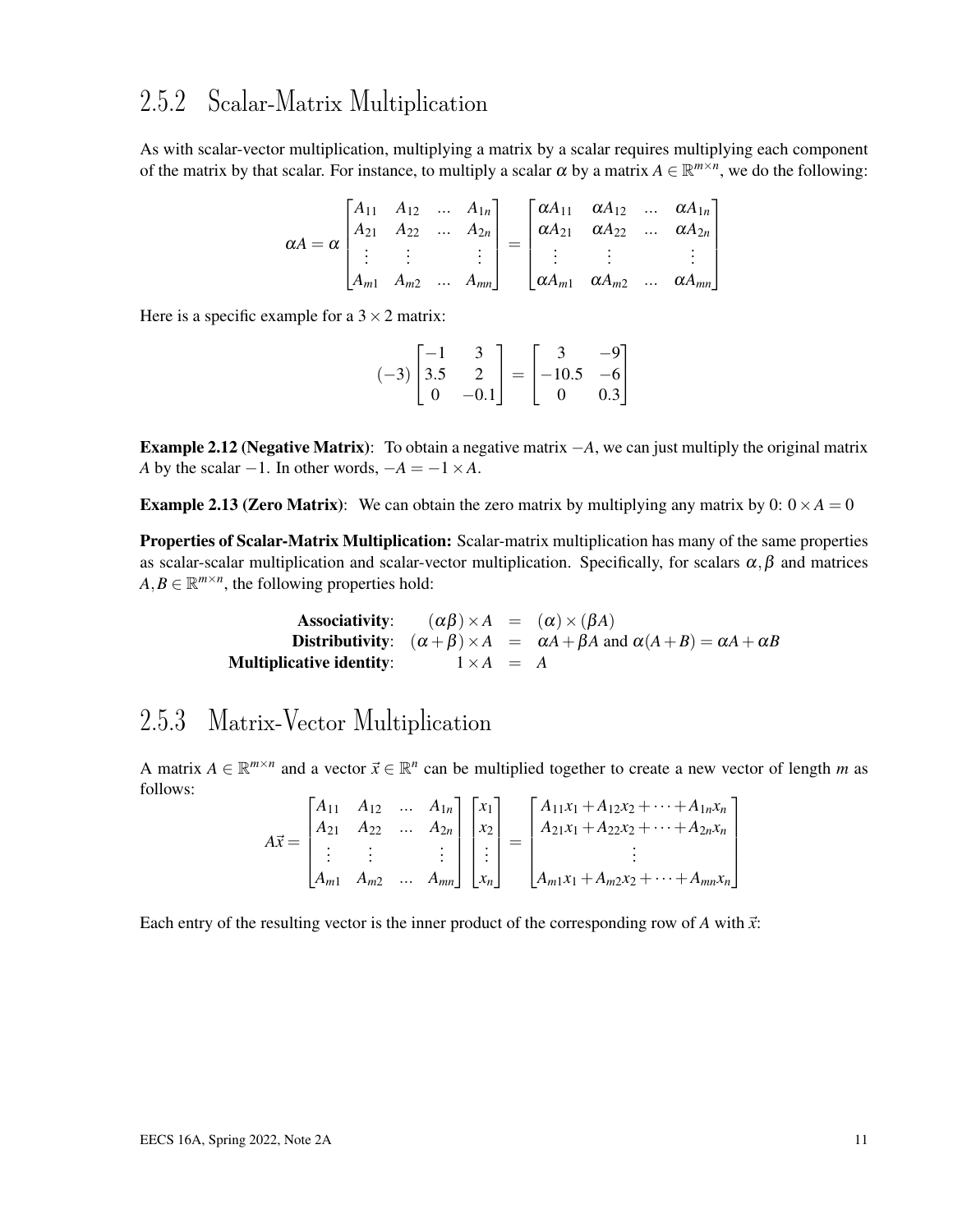### 2.5.2 Scalar-Matrix Multiplication

As with scalar-vector multiplication, multiplying a matrix by a scalar requires multiplying each component of the matrix by that scalar. For instance, to multiply a scalar $\alpha$ by a matrix $A \in \mathbb{R}^{m \times n}$, we do the following:

$$\alpha A = \alpha \begin{bmatrix} A_{11} & A_{12} & \dots & A_{1n} \\ A_{21} & A_{22} & \dots & A_{2n} \\ \vdots & \vdots & & \vdots \\ A_{m1} & A_{m2} & \dots & A_{mn} \end{bmatrix} = \begin{bmatrix} \alpha A_{11} & \alpha A_{12} & \dots & \alpha A_{1n} \\ \alpha A_{21} & \alpha A_{22} & \dots & \alpha A_{2n} \\ \vdots & \vdots & & \vdots \\ \alpha A_{m1} & \alpha A_{m2} & \dots & \alpha A_{mn} \end{bmatrix}$$

Here is a specific example for a $3 \times 2$ matrix:

$$(-3) \begin{bmatrix} -1 & 3 \\ 3.5 & 2 \\ 0 & -0.1 \end{bmatrix} = \begin{bmatrix} 3 & -9 \\ -10.5 & -6 \\ 0 & 0.3 \end{bmatrix}$$

**Example 2.12 (Negative Matrix)**: To obtain a negative matrix $-A$, we can just multiply the original matrix $A$ by the scalar $-1$. In other words, $-A = -1 \times A$.

**Example 2.13 (Zero Matrix)**: We can obtain the zero matrix by multiplying any matrix by 0: $0 \times A = 0$

**Properties of Scalar-Matrix Multiplication:** Scalar-matrix multiplication has many of the same properties as scalar-scalar multiplication and scalar-vector multiplication. Specifically, for scalars $\alpha, \beta$ and matrices $A, B \in \mathbb{R}^{m \times n}$, the following properties hold:

$$\begin{aligned} \textbf{Associativity:} \quad & (\alpha\beta) \times A = (\alpha) \times (\beta A) \\ \textbf{Distributivity:} \quad & (\alpha + \beta) \times A = \alpha A + \beta A \text{ and } \alpha(A + B) = \alpha A + \alpha B \\ \textbf{Multiplicative identity:} \quad & 1 \times A = A \end{aligned}$$

### 2.5.3 Matrix-Vector Multiplication

A matrix $A \in \mathbb{R}^{m \times n}$ and a vector $\vec{x} \in \mathbb{R}^n$ can be multiplied together to create a new vector of length $m$ as follows:

$$A\vec{x} = \begin{bmatrix} A_{11} & A_{12} & \dots & A_{1n} \\ A_{21} & A_{22} & \dots & A_{2n} \\ \vdots & \vdots & & \vdots \\ A_{m1} & A_{m2} & \dots & A_{mn} \end{bmatrix} \begin{bmatrix} x_1 \\ x_2 \\ \vdots \\ x_n \end{bmatrix} = \begin{bmatrix} A_{11}x_1 + A_{12}x_2 + \dots + A_{1n}x_n \\ A_{21}x_1 + A_{22}x_2 + \dots + A_{2n}x_n \\ \vdots \\ A_{m1}x_1 + A_{m2}x_2 + \dots + A_{mn}x_n \end{bmatrix}$$

Each entry of the resulting vector is the inner product of the corresponding row of $A$ with $\vec{x}$: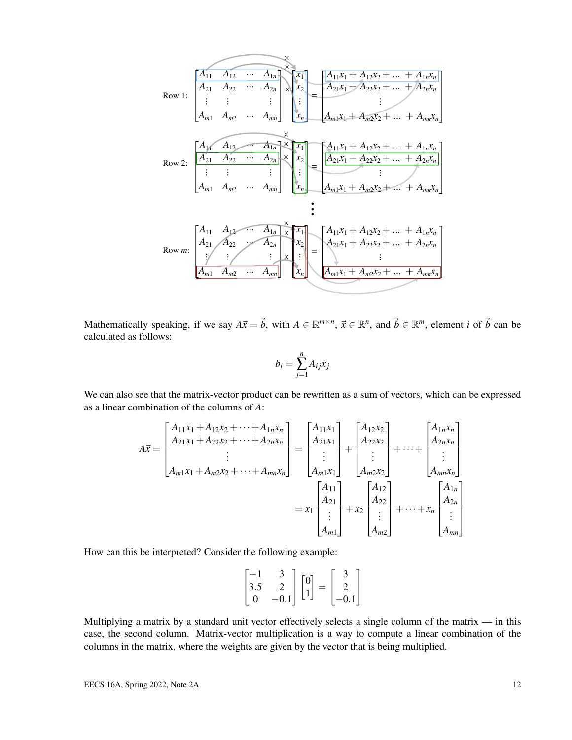Row 1:
$$\begin{bmatrix} A_{11} & A_{12} & \cdots & A_{1n} \\ A_{21} & A_{22} & \cdots & A_{2n} \\ \vdots & \vdots & & \vdots \\ A_{m1} & A_{m2} & \cdots & A_{mn} \end{bmatrix} \times \begin{bmatrix} x_1 \\ x_2 \\ \vdots \\ x_n \end{bmatrix} = \begin{bmatrix} A_{11}x_1 + A_{12}x_2 + \ldots + A_{1n}x_n \\ A_{21}x_1 + A_{22}x_2 + \ldots + A_{2n}x_n \\ \vdots \\ A_{m1}x_1 + A_{m2}x_2 + \ldots + A_{mn}x_n \end{bmatrix}$$

Row 2:
$$\begin{bmatrix} A_{11} & A_{12} & \cdots & A_{1n} \\ A_{21} & A_{22} & \cdots & A_{2n} \\ \vdots & \vdots & & \vdots \\ A_{m1} & A_{m2} & \cdots & A_{mn} \end{bmatrix} \times \begin{bmatrix} x_1 \\ x_2 \\ \vdots \\ x_n \end{bmatrix} = \begin{bmatrix} A_{11}x_1 + A_{12}x_2 + \ldots + A_{1n}x_n \\ A_{21}x_1 + A_{22}x_2 + \ldots + A_{2n}x_n \\ \vdots \\ A_{m1}x_1 + A_{m2}x_2 + \ldots + A_{mn}x_n \end{bmatrix}$$

$\vdots$

Row $m$:
$$\begin{bmatrix} A_{11} & A_{12} & \cdots & A_{1n} \\ A_{21} & A_{22} & \cdots & A_{2n} \\ \vdots & \vdots & & \vdots \\ A_{m1} & A_{m2} & \cdots & A_{mn} \end{bmatrix} \times \begin{bmatrix} x_1 \\ x_2 \\ \vdots \\ x_n \end{bmatrix} = \begin{bmatrix} A_{11}x_1 + A_{12}x_2 + \ldots + A_{1n}x_n \\ A_{21}x_1 + A_{22}x_2 + \ldots + A_{2n}x_n \\ \vdots \\ A_{m1}x_1 + A_{m2}x_2 + \ldots + A_{mn}x_n \end{bmatrix}$$

Mathematically speaking, if we say $A\vec{x} = \vec{b}$, with $A \in \mathbb{R}^{m \times n}$, $\vec{x} \in \mathbb{R}^n$, and $\vec{b} \in \mathbb{R}^m$, element $i$ of $\vec{b}$ can be calculated as follows:

$$b_i = \sum_{j=1}^{n} A_{ij} x_j$$

We can also see that the matrix-vector product can be rewritten as a sum of vectors, which can be expressed as a linear combination of the columns of $A$:

$$A\vec{x} = \begin{bmatrix} A_{11}x_1 + A_{12}x_2 + \cdots + A_{1n}x_n \\ A_{21}x_1 + A_{22}x_2 + \cdots + A_{2n}x_n \\ \vdots \\ A_{m1}x_1 + A_{m2}x_2 + \cdots + A_{mn}x_n \end{bmatrix} = \begin{bmatrix} A_{11}x_1 \\ A_{21}x_1 \\ \vdots \\ A_{m1}x_1 \end{bmatrix} + \begin{bmatrix} A_{12}x_2 \\ A_{22}x_2 \\ \vdots \\ A_{m2}x_2 \end{bmatrix} + \cdots + \begin{bmatrix} A_{1n}x_n \\ A_{2n}x_n \\ \vdots \\ A_{mn}x_n \end{bmatrix}$$
$$= x_1 \begin{bmatrix} A_{11} \\ A_{21} \\ \vdots \\ A_{m1} \end{bmatrix} + x_2 \begin{bmatrix} A_{12} \\ A_{22} \\ \vdots \\ A_{m2} \end{bmatrix} + \cdots + x_n \begin{bmatrix} A_{1n} \\ A_{2n} \\ \vdots \\ A_{mn} \end{bmatrix}$$

How can this be interpreted? Consider the following example:

$$\begin{bmatrix} -1 & 3 \\ 3.5 & 2 \\ 0 & -0.1 \end{bmatrix} \begin{bmatrix} 0 \\ 1 \end{bmatrix} = \begin{bmatrix} 3 \\ 2 \\ -0.1 \end{bmatrix}$$

Multiplying a matrix by a standard unit vector effectively selects a single column of the matrix — in this case, the second column. Matrix-vector multiplication is a way to compute a linear combination of the columns in the matrix, where the weights are given by the vector that is being multiplied.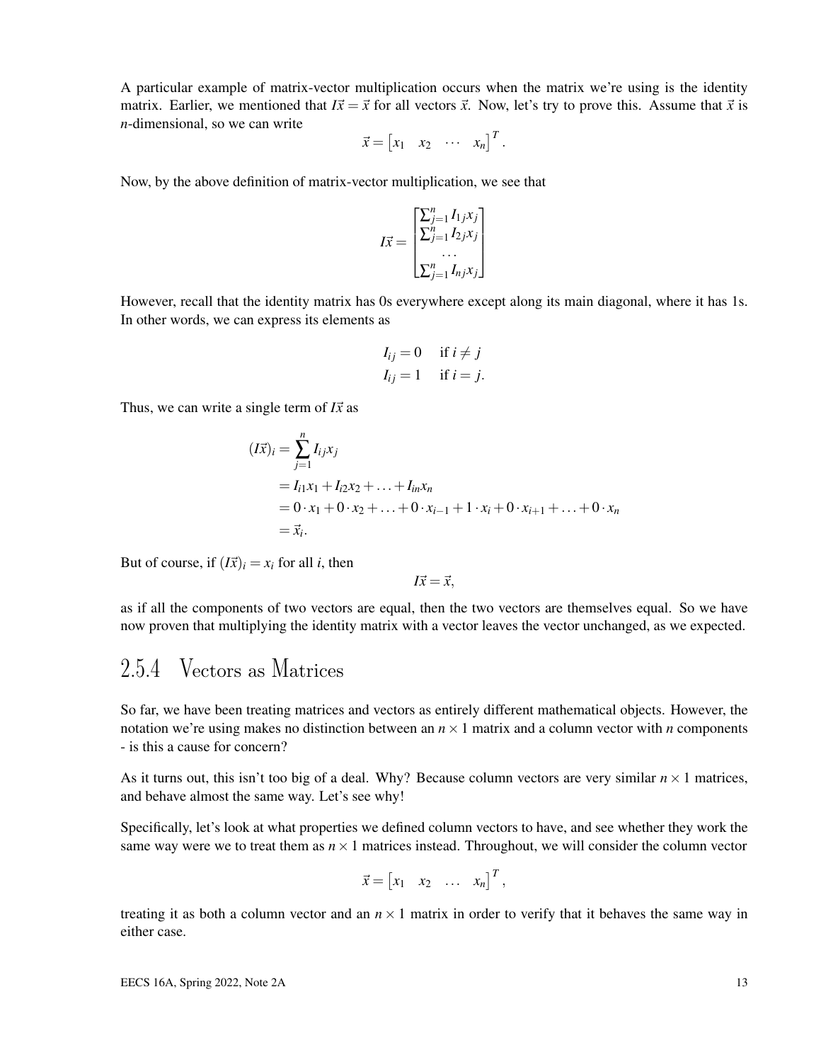A particular example of matrix-vector multiplication occurs when the matrix we're using is the identity matrix. Earlier, we mentioned that $I\vec{x} = \vec{x}$ for all vectors $\vec{x}$. Now, let's try to prove this. Assume that $\vec{x}$ is $n$-dimensional, so we can write

$$\vec{x} = \begin{bmatrix} x_1 & x_2 & \cdots & x_n \end{bmatrix}^T.$$

Now, by the above definition of matrix-vector multiplication, we see that

$$I\vec{x} = \begin{bmatrix} \sum_{j=1}^{n} I_{1j}x_j \\ \sum_{j=1}^{n} I_{2j}x_j \\ \cdots \\ \sum_{j=1}^{n} I_{nj}x_j \end{bmatrix}$$

However, recall that the identity matrix has 0s everywhere except along its main diagonal, where it has 1s. In other words, we can express its elements as

$$\begin{aligned} I_{ij} &= 0 \quad \text{if } i \neq j \\ I_{ij} &= 1 \quad \text{if } i = j. \end{aligned}$$

Thus, we can write a single term of $I\vec{x}$ as

$$\begin{aligned} (I\vec{x})_i &= \sum_{j=1}^{n} I_{ij}x_j \\ &= I_{i1}x_1 + I_{i2}x_2 + \ldots + I_{in}x_n \\ &= 0 \cdot x_1 + 0 \cdot x_2 + \ldots + 0 \cdot x_{i-1} + 1 \cdot x_i + 0 \cdot x_{i+1} + \ldots + 0 \cdot x_n \\ &= \vec{x}_i. \end{aligned}$$

But of course, if $(I\vec{x})_i = x_i$ for all $i$, then

$$I\vec{x} = \vec{x},$$

as if all the components of two vectors are equal, then the two vectors are themselves equal. So we have now proven that multiplying the identity matrix with a vector leaves the vector unchanged, as we expected.

## 2.5.4 Vectors as Matrices

So far, we have been treating matrices and vectors as entirely different mathematical objects. However, the notation we're using makes no distinction between an $n \times 1$ matrix and a column vector with $n$ components - is this a cause for concern?

As it turns out, this isn't too big of a deal. Why? Because column vectors are very similar $n \times 1$ matrices, and behave almost the same way. Let's see why!

Specifically, let's look at what properties we defined column vectors to have, and see whether they work the same way were we to treat them as $n \times 1$ matrices instead. Throughout, we will consider the column vector

$$\vec{x} = \begin{bmatrix} x_1 & x_2 & \ldots & x_n \end{bmatrix}^T,$$

treating it as both a column vector and an $n \times 1$ matrix in order to verify that it behaves the same way in either case.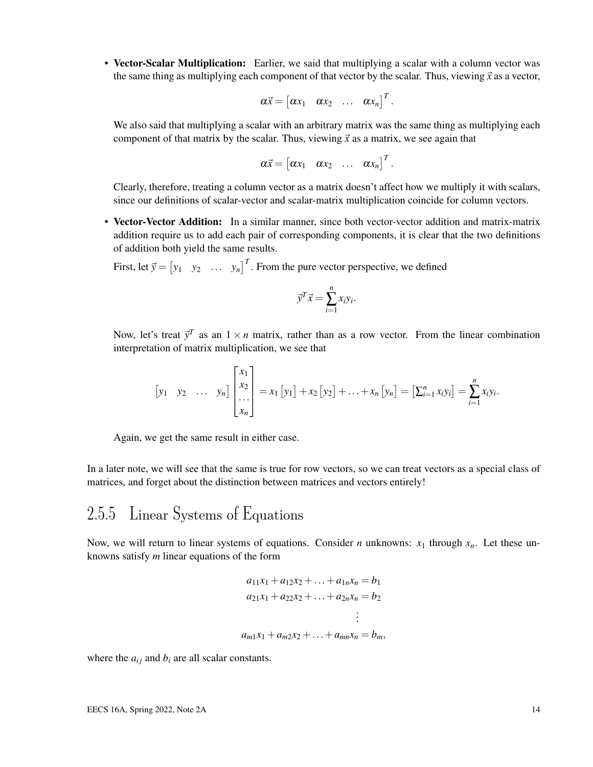- **Vector-Scalar Multiplication:** Earlier, we said that multiplying a scalar with a column vector was the same thing as multiplying each component of that vector by the scalar. Thus, viewing $\vec{x}$ as a vector,

$$\alpha\vec{x} = \begin{bmatrix}\alpha x_1 & \alpha x_2 & \dots & \alpha x_n\end{bmatrix}^T.$$

We also said that multiplying a scalar with an arbitrary matrix was the same thing as multiplying each component of that matrix by the scalar. Thus, viewing $\vec{x}$ as a matrix, we see again that

$$\alpha\vec{x} = \begin{bmatrix}\alpha x_1 & \alpha x_2 & \dots & \alpha x_n\end{bmatrix}^T.$$

Clearly, therefore, treating a column vector as a matrix doesn't affect how we multiply it with scalars, since our definitions of scalar-vector and scalar-matrix multiplication coincide for column vectors.

- **Vector-Vector Addition:** In a similar manner, since both vector-vector addition and matrix-matrix addition require us to add each pair of corresponding components, it is clear that the two definitions of addition both yield the same results.

First, let $\vec{y} = \begin{bmatrix}y_1 & y_2 & \dots & y_n\end{bmatrix}^T$. From the pure vector perspective, we defined

$$\vec{y}^T\vec{x} = \sum_{i=1}^{n} x_i y_i.$$

Now, let's treat $\vec{y}^T$ as an $1 \times n$ matrix, rather than as a row vector. From the linear combination interpretation of matrix multiplication, we see that

$$\begin{bmatrix}y_1 & y_2 & \dots & y_n\end{bmatrix}\begin{bmatrix}x_1 \\ x_2 \\ \dots \\ x_n\end{bmatrix} = x_1\begin{bmatrix}y_1\end{bmatrix} + x_2\begin{bmatrix}y_2\end{bmatrix} + \dots + x_n\begin{bmatrix}y_n\end{bmatrix} = \begin{bmatrix}\sum_{i=1}^{n} x_i y_i\end{bmatrix} = \sum_{i=1}^{n} x_i y_i.$$

Again, we get the same result in either case.

In a later note, we will see that the same is true for row vectors, so we can treat vectors as a special class of matrices, and forget about the distinction between matrices and vectors entirely!

### 2.5.5 Linear Systems of Equations

Now, we will return to linear systems of equations. Consider $n$ unknowns: $x_1$ through $x_n$. Let these unknowns satisfy $m$ linear equations of the form

$$\begin{aligned}
a_{11}x_1 + a_{12}x_2 + \dots + a_{1n}x_n &= b_1 \\
a_{21}x_1 + a_{22}x_2 + \dots + a_{2n}x_n &= b_2 \\
&\vdots \\
a_{m1}x_1 + a_{m2}x_2 + \dots + a_{mn}x_n &= b_m,
\end{aligned}$$

where the $a_{ij}$ and $b_i$ are all scalar constants.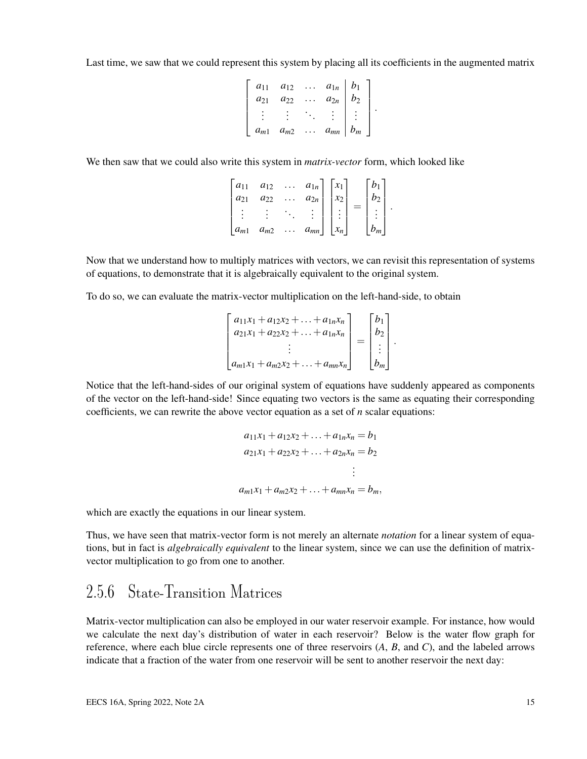Last time, we saw that we could represent this system by placing all its coefficients in the augmented matrix

$$
\left[\begin{array}{cccc|c}
a_{11} & a_{12} & \dots & a_{1n} & b_1 \\
a_{21} & a_{22} & \dots & a_{2n} & b_2 \\
\vdots & \vdots & \ddots & \vdots & \vdots \\
a_{m1} & a_{m2} & \dots & a_{mn} & b_m
\end{array}\right].
$$

We then saw that we could also write this system in *matrix-vector* form, which looked like

$$
\begin{bmatrix}
a_{11} & a_{12} & \dots & a_{1n} \\
a_{21} & a_{22} & \dots & a_{2n} \\
\vdots & \vdots & \ddots & \vdots \\
a_{m1} & a_{m2} & \dots & a_{mn}
\end{bmatrix}
\begin{bmatrix}
x_1 \\ x_2 \\ \vdots \\ x_n
\end{bmatrix}
=
\begin{bmatrix}
b_1 \\ b_2 \\ \vdots \\ b_m
\end{bmatrix}.
$$

Now that we understand how to multiply matrices with vectors, we can revisit this representation of systems of equations, to demonstrate that it is algebraically equivalent to the original system.

To do so, we can evaluate the matrix-vector multiplication on the left-hand-side, to obtain

$$
\begin{bmatrix}
a_{11}x_1 + a_{12}x_2 + \ldots + a_{1n}x_n \\
a_{21}x_1 + a_{22}x_2 + \ldots + a_{1n}x_n \\
\vdots \\
a_{m1}x_1 + a_{m2}x_2 + \ldots + a_{mn}x_n
\end{bmatrix}
=
\begin{bmatrix}
b_1 \\ b_2 \\ \vdots \\ b_m
\end{bmatrix}.
$$

Notice that the left-hand-sides of our original system of equations have suddenly appeared as components of the vector on the left-hand-side! Since equating two vectors is the same as equating their corresponding coefficients, we can rewrite the above vector equation as a set of $n$ scalar equations:

$$
\begin{aligned}
a_{11}x_1 + a_{12}x_2 + \ldots + a_{1n}x_n &= b_1 \\
a_{21}x_1 + a_{22}x_2 + \ldots + a_{2n}x_n &= b_2 \\
&\vdots \\
a_{m1}x_1 + a_{m2}x_2 + \ldots + a_{mn}x_n &= b_m,
\end{aligned}
$$

which are exactly the equations in our linear system.

Thus, we have seen that matrix-vector form is not merely an alternate *notation* for a linear system of equations, but in fact is *algebraically equivalent* to the linear system, since we can use the definition of matrix-vector multiplication to go from one to another.

## 2.5.6 State-Transition Matrices

Matrix-vector multiplication can also be employed in our water reservoir example. For instance, how would we calculate the next day's distribution of water in each reservoir? Below is the water flow graph for reference, where each blue circle represents one of three reservoirs ($A$, $B$, and $C$), and the labeled arrows indicate that a fraction of the water from one reservoir will be sent to another reservoir the next day: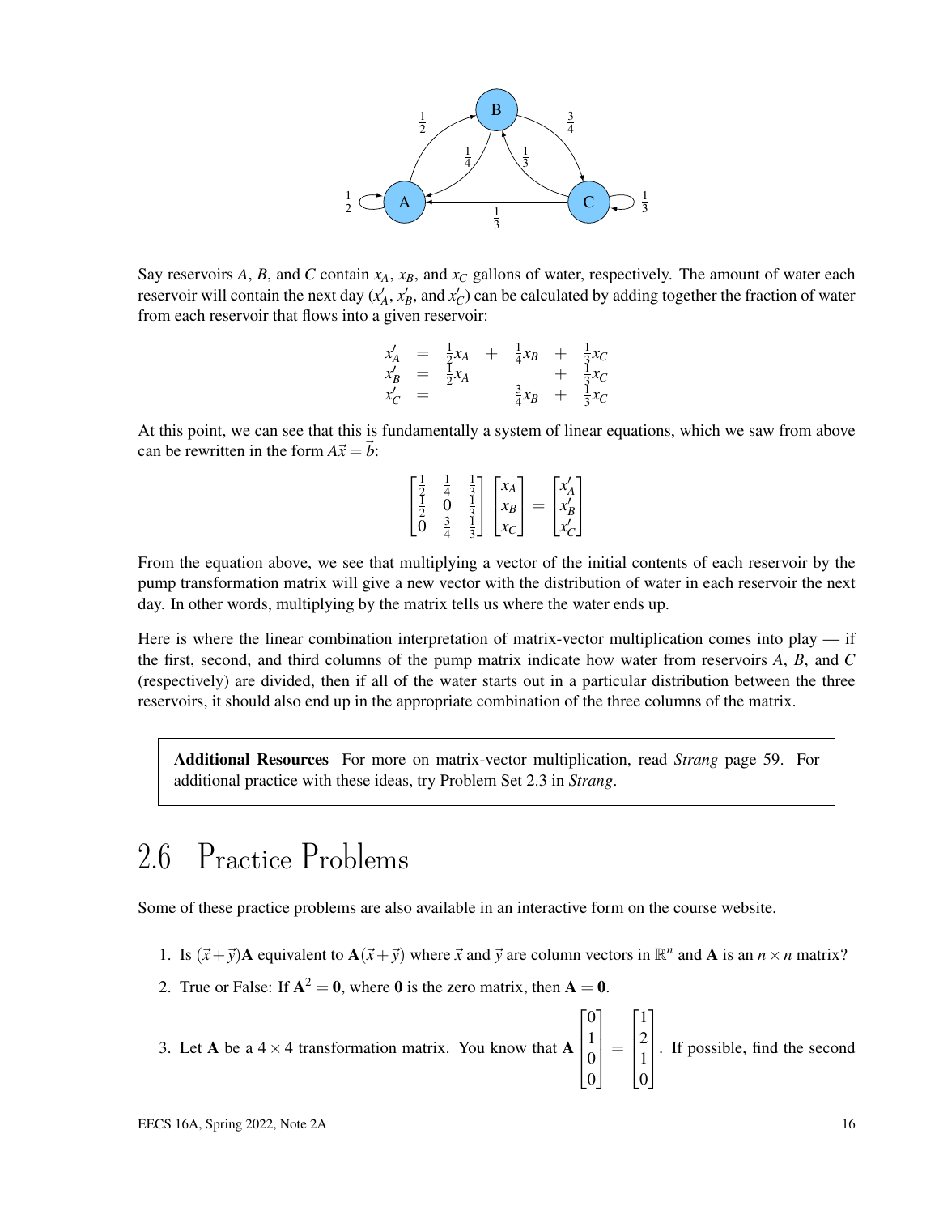Say reservoirs $A$, $B$, and $C$ contain $x_A$, $x_B$, and $x_C$ gallons of water, respectively. The amount of water each reservoir will contain the next day ($x'_A$, $x'_B$, and $x'_C$) can be calculated by adding together the fraction of water from each reservoir that flows into a given reservoir:

$$
\begin{aligned}
x'_A &= \tfrac{1}{2}x_A + \tfrac{1}{4}x_B + \tfrac{1}{3}x_C \\
x'_B &= \tfrac{1}{2}x_A \phantom{+ \tfrac{1}{4}x_B} + \tfrac{1}{3}x_C \\
x'_C &= \phantom{\tfrac{1}{2}x_A +} \tfrac{3}{4}x_B + \tfrac{1}{3}x_C
\end{aligned}
$$

At this point, we can see that this is fundamentally a system of linear equations, which we saw from above can be rewritten in the form $A\vec{x} = \vec{b}$:

$$
\begin{bmatrix} \frac{1}{2} & \frac{1}{4} & \frac{1}{3} \\ \frac{1}{2} & 0 & \frac{1}{3} \\ 0 & \frac{3}{4} & \frac{1}{3} \end{bmatrix} \begin{bmatrix} x_A \\ x_B \\ x_C \end{bmatrix} = \begin{bmatrix} x'_A \\ x'_B \\ x'_C \end{bmatrix}
$$

From the equation above, we see that multiplying a vector of the initial contents of each reservoir by the pump transformation matrix will give a new vector with the distribution of water in each reservoir the next day. In other words, multiplying by the matrix tells us where the water ends up.

Here is where the linear combination interpretation of matrix-vector multiplication comes into play — if the first, second, and third columns of the pump matrix indicate how water from reservoirs $A$, $B$, and $C$ (respectively) are divided, then if all of the water starts out in a particular distribution between the three reservoirs, it should also end up in the appropriate combination of the three columns of the matrix.

> **Additional Resources** For more on matrix-vector multiplication, read *Strang* page 59. For additional practice with these ideas, try Problem Set 2.3 in *Strang*.

## 2.6 Practice Problems

Some of these practice problems are also available in an interactive form on the course website.

1. Is $(\vec{x}+\vec{y})\mathbf{A}$ equivalent to $\mathbf{A}(\vec{x}+\vec{y})$ where $\vec{x}$ and $\vec{y}$ are column vectors in $\mathbb{R}^n$ and $\mathbf{A}$ is an $n \times n$ matrix?
2. True or False: If $\mathbf{A}^2 = \mathbf{0}$, where $\mathbf{0}$ is the zero matrix, then $\mathbf{A} = \mathbf{0}$.
3. Let $\mathbf{A}$ be a $4 \times 4$ transformation matrix. You know that $\mathbf{A}\begin{bmatrix} 0 \\ 1 \\ 0 \\ 0 \end{bmatrix} = \begin{bmatrix} 1 \\ 2 \\ 1 \\ 0 \end{bmatrix}$. If possible, find the second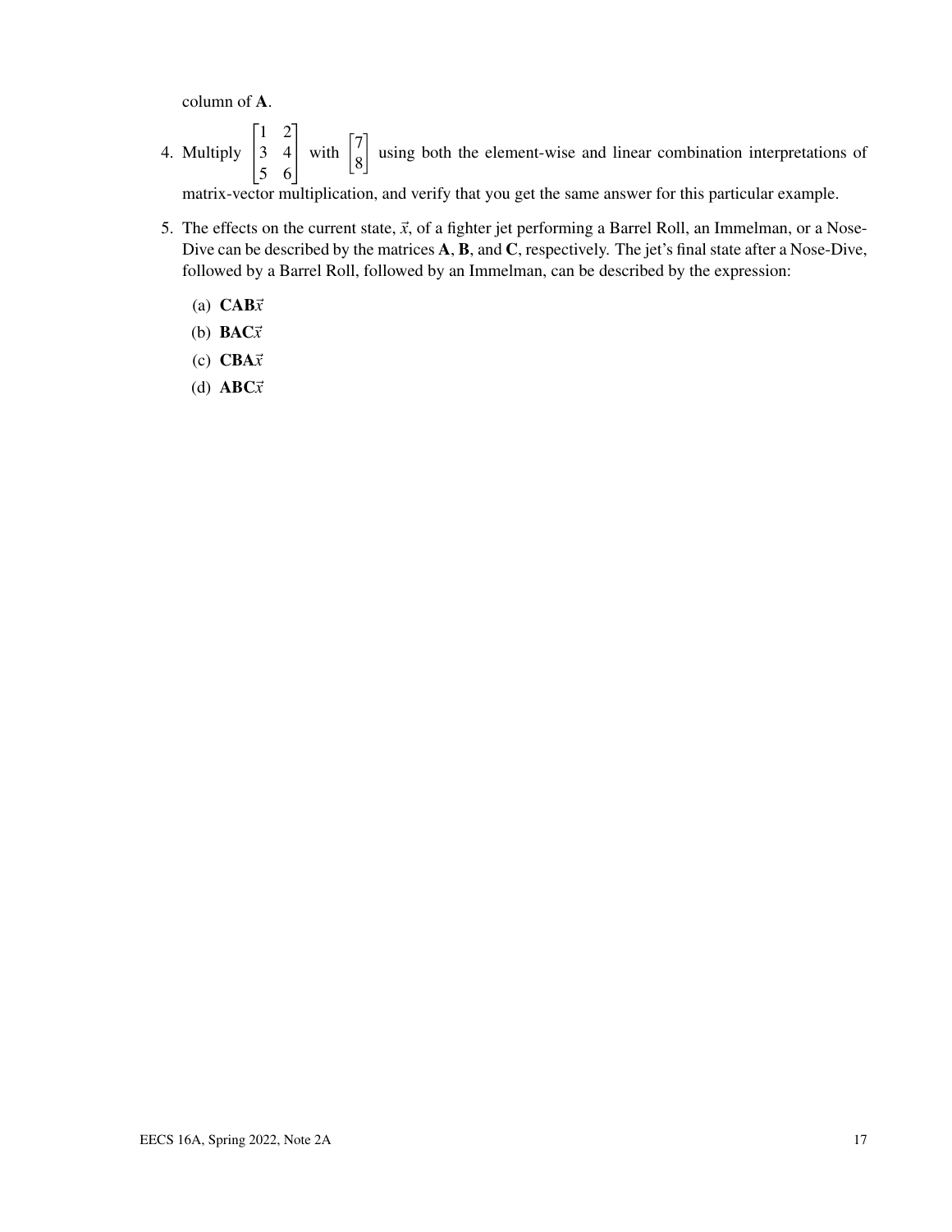column of $\mathbf{A}$.

4. Multiply $\begin{bmatrix}1 & 2\\3 & 4\\5 & 6\end{bmatrix}$ with $\begin{bmatrix}7\\8\end{bmatrix}$ using both the element-wise and linear combination interpretations of matrix-vector multiplication, and verify that you get the same answer for this particular example.

5. The effects on the current state, $\vec{x}$, of a fighter jet performing a Barrel Roll, an Immelman, or a Nose-Dive can be described by the matrices $\mathbf{A}$, $\mathbf{B}$, and $\mathbf{C}$, respectively. The jet's final state after a Nose-Dive, followed by a Barrel Roll, followed by an Immelman, can be described by the expression:

   (a) $\mathbf{CAB}\vec{x}$

   (b) $\mathbf{BAC}\vec{x}$

   (c) $\mathbf{CBA}\vec{x}$

   (d) $\mathbf{ABC}\vec{x}$